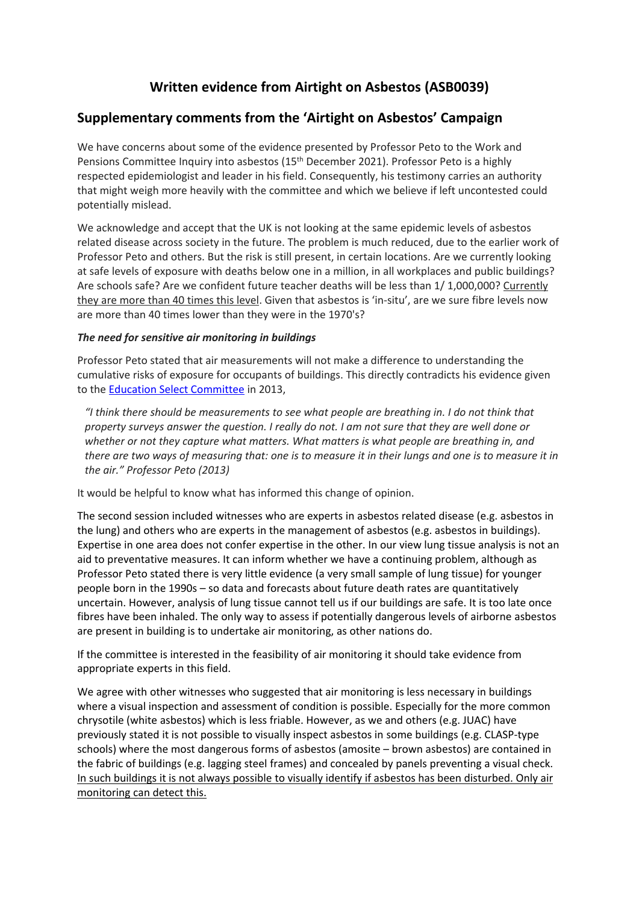# Written evidence from Airtight on Asbestos (ASB0039)

## Supplementary comments from the 'Airtight on Asbestos' Campaign

We have concerns about some of the evidence presented by Professor Peto to the Work and Pensions Committee Inquiry into asbestos (15th December 2021). Professor Peto is a highly respected epidemiologist and leader in his field. Consequently, his testimony carries an authority that might weigh more heavily with the committee and which we believe if left uncontested could potentially mislead.

We acknowledge and accept that the UK is not looking at the same epidemic levels of asbestos related disease across society in the future. The problem is much reduced, due to the earlier work of Professor Peto and others. But the risk is still present, in certain locations. Are we currently looking at safe levels of exposure with deaths below one in a million, in all workplaces and public buildings? Are schools safe? Are we confident future teacher deaths will be less than 1/ 1,000,000? <u>Currently they are more than 40 times this level</u>. Given that asbestos is 'in-situ', are we sure fibre levels now are more than 40 times lower than they were in the 1970's?

### *The need for sensitive air monitoring in buildings*

Professor Peto stated that air measurements will not make a difference to understanding the cumulative risks of exposure for occupants of buildings. This directly contradicts his evidence given to the Education Select Committee in 2013,

> *"I think there should be measurements to see what people are breathing in. I do not think that property surveys answer the question. I really do not. I am not sure that they are well done or whether or not they capture what matters. What matters is what people are breathing in, and there are two ways of measuring that: one is to measure it in their lungs and one is to measure it in the air." Professor Peto (2013)*

It would be helpful to know what has informed this change of opinion.

The second session included witnesses who are experts in asbestos related disease (e.g. asbestos in the lung) and others who are experts in the management of asbestos (e.g. asbestos in buildings). Expertise in one area does not confer expertise in the other. In our view lung tissue analysis is not an aid to preventative measures. It can inform whether we have a continuing problem, although as Professor Peto stated there is very little evidence (a very small sample of lung tissue) for younger people born in the 1990s – so data and forecasts about future death rates are quantitatively uncertain. However, analysis of lung tissue cannot tell us if our buildings are safe. It is too late once fibres have been inhaled. The only way to assess if potentially dangerous levels of airborne asbestos are present in building is to undertake air monitoring, as other nations do.

If the committee is interested in the feasibility of air monitoring it should take evidence from appropriate experts in this field.

We agree with other witnesses who suggested that air monitoring is less necessary in buildings where a visual inspection and assessment of condition is possible. Especially for the more common chrysotile (white asbestos) which is less friable. However, as we and others (e.g. JUAC) have previously stated it is not possible to visually inspect asbestos in some buildings (e.g. CLASP-type schools) where the most dangerous forms of asbestos (amosite – brown asbestos) are contained in the fabric of buildings (e.g. lagging steel frames) and concealed by panels preventing a visual check. <u>In such buildings it is not always possible to visually identify if asbestos has been disturbed. Only air monitoring can detect this.</u>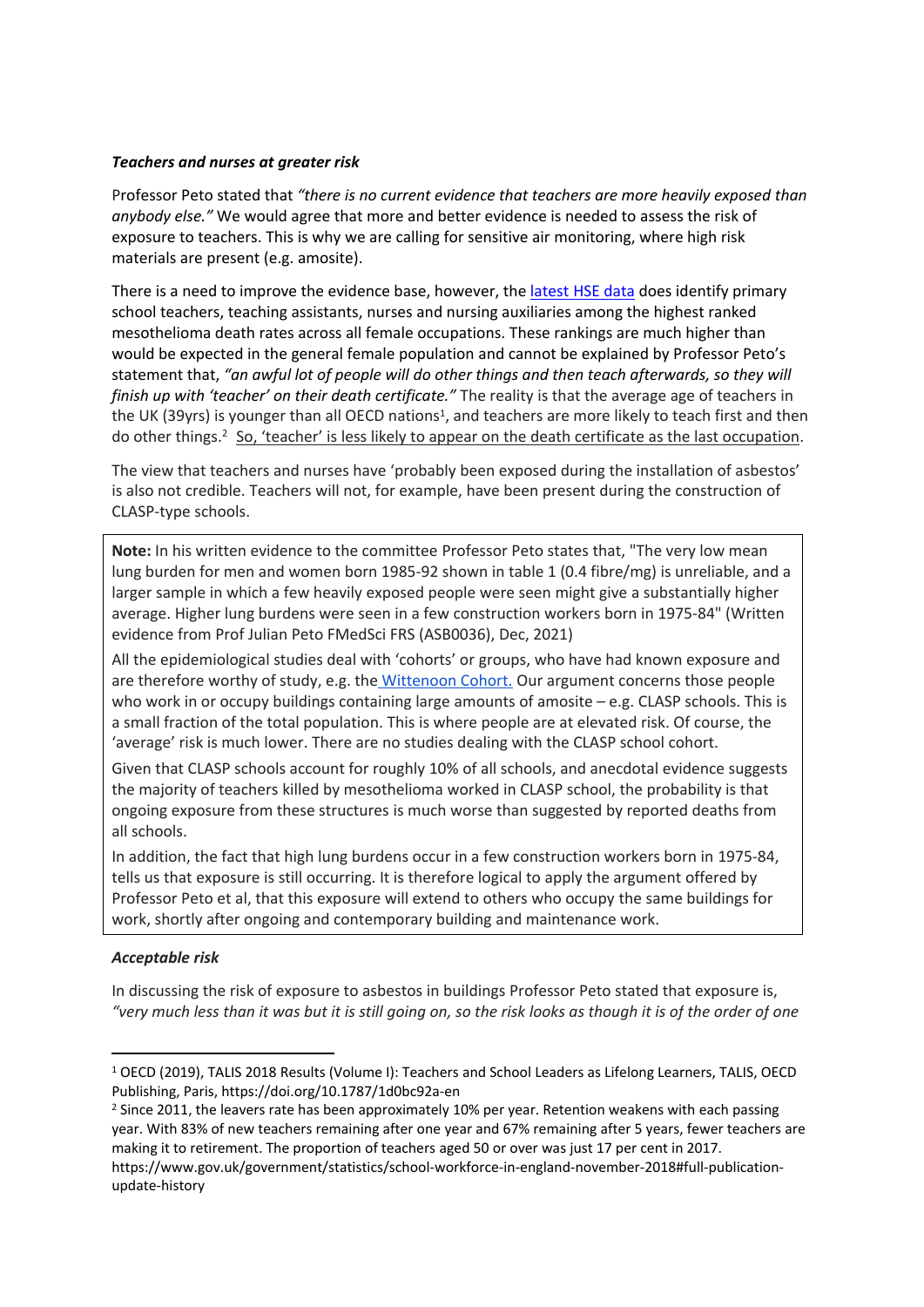***Teachers and nurses at greater risk***

Professor Peto stated that *"there is no current evidence that teachers are more heavily exposed than anybody else."* We would agree that more and better evidence is needed to assess the risk of exposure to teachers. This is why we are calling for sensitive air monitoring, where high risk materials are present (e.g. amosite).

There is a need to improve the evidence base, however, the [latest HSE data](#) does identify primary school teachers, teaching assistants, nurses and nursing auxiliaries among the highest ranked mesothelioma death rates across all female occupations. These rankings are much higher than would be expected in the general female population and cannot be explained by Professor Peto's statement that, *"an awful lot of people will do other things and then teach afterwards, so they will finish up with 'teacher' on their death certificate."* The reality is that the average age of teachers in the UK (39yrs) is younger than all OECD nations[1], and teachers are more likely to teach first and then do other things.[2] <u>So, 'teacher' is less likely to appear on the death certificate as the last occupation</u>.

The view that teachers and nurses have 'probably been exposed during the installation of asbestos' is also not credible. Teachers will not, for example, have been present during the construction of CLASP-type schools.

> **Note:** In his written evidence to the committee Professor Peto states that, "The very low mean lung burden for men and women born 1985-92 shown in table 1 (0.4 fibre/mg) is unreliable, and a larger sample in which a few heavily exposed people were seen might give a substantially higher average. Higher lung burdens were seen in a few construction workers born in 1975-84" (Written evidence from Prof Julian Peto FMedSci FRS (ASB0036), Dec, 2021)
>
> All the epidemiological studies deal with 'cohorts' or groups, who have had known exposure and are therefore worthy of study, e.g. the [Wittenoon Cohort.](#) Our argument concerns those people who work in or occupy buildings containing large amounts of amosite – e.g. CLASP schools. This is a small fraction of the total population. This is where people are at elevated risk. Of course, the 'average' risk is much lower. There are no studies dealing with the CLASP school cohort.
>
> Given that CLASP schools account for roughly 10% of all schools, and anecdotal evidence suggests the majority of teachers killed by mesothelioma worked in CLASP school, the probability is that ongoing exposure from these structures is much worse than suggested by reported deaths from all schools.
>
> In addition, the fact that high lung burdens occur in a few construction workers born in 1975-84, tells us that exposure is still occurring. It is therefore logical to apply the argument offered by Professor Peto et al, that this exposure will extend to others who occupy the same buildings for work, shortly after ongoing and contemporary building and maintenance work.

***Acceptable risk***

In discussing the risk of exposure to asbestos in buildings Professor Peto stated that exposure is, *"very much less than it was but it is still going on, so the risk looks as though it is of the order of one*

---

[1] OECD (2019), TALIS 2018 Results (Volume I): Teachers and School Leaders as Lifelong Learners, TALIS, OECD Publishing, Paris, https://doi.org/10.1787/1d0bc92a-en

[2] Since 2011, the leavers rate has been approximately 10% per year. Retention weakens with each passing year. With 83% of new teachers remaining after one year and 67% remaining after 5 years, fewer teachers are making it to retirement. The proportion of teachers aged 50 or over was just 17 per cent in 2017. https://www.gov.uk/government/statistics/school-workforce-in-england-november-2018#full-publication-update-history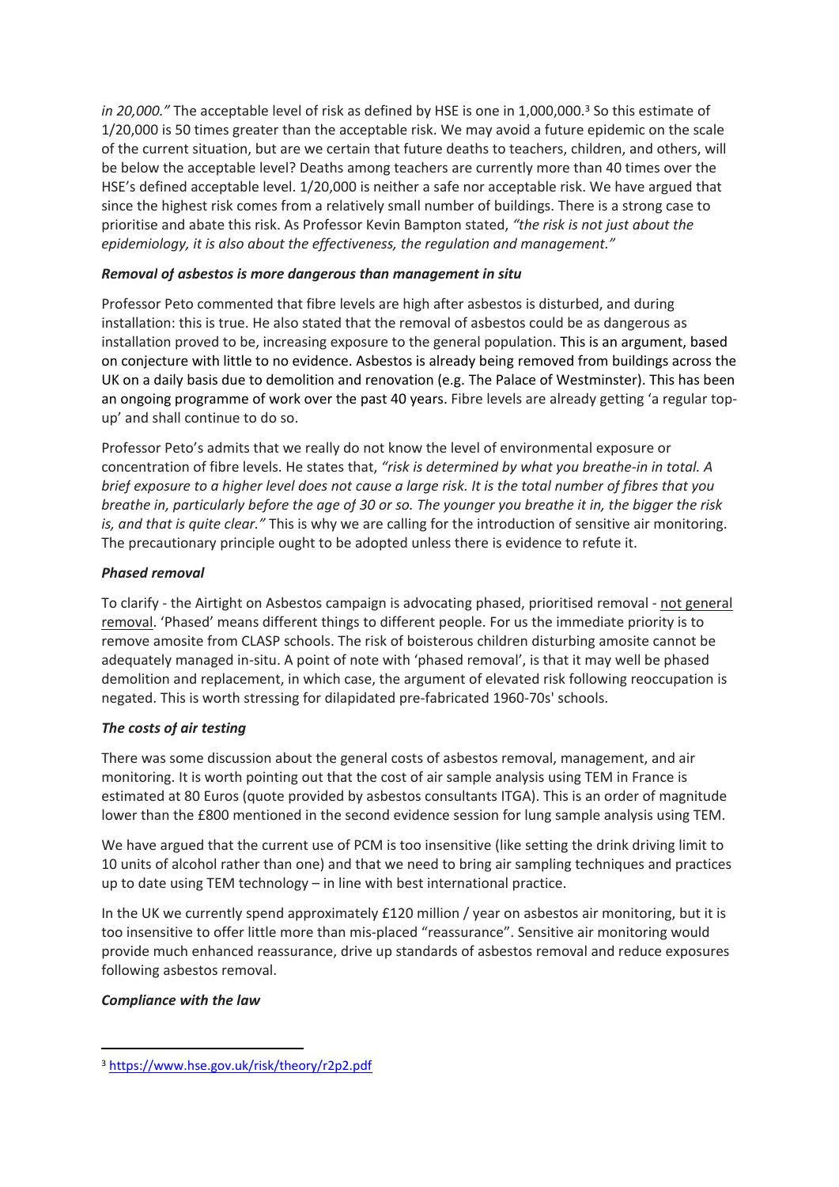*in 20,000."* The acceptable level of risk as defined by HSE is one in 1,000,000.[3] So this estimate of 1/20,000 is 50 times greater than the acceptable risk. We may avoid a future epidemic on the scale of the current situation, but are we certain that future deaths to teachers, children, and others, will be below the acceptable level? Deaths among teachers are currently more than 40 times over the HSE's defined acceptable level. 1/20,000 is neither a safe nor acceptable risk. We have argued that since the highest risk comes from a relatively small number of buildings. There is a strong case to prioritise and abate this risk. As Professor Kevin Bampton stated, *"the risk is not just about the epidemiology, it is also about the effectiveness, the regulation and management."*

***Removal of asbestos is more dangerous than management in situ***

Professor Peto commented that fibre levels are high after asbestos is disturbed, and during installation: this is true. He also stated that the removal of asbestos could be as dangerous as installation proved to be, increasing exposure to the general population. This is an argument, based on conjecture with little to no evidence. Asbestos is already being removed from buildings across the UK on a daily basis due to demolition and renovation (e.g. The Palace of Westminster). This has been an ongoing programme of work over the past 40 years. Fibre levels are already getting 'a regular top-up' and shall continue to do so.

Professor Peto's admits that we really do not know the level of environmental exposure or concentration of fibre levels. He states that, *"risk is determined by what you breathe-in in total. A brief exposure to a higher level does not cause a large risk. It is the total number of fibres that you breathe in, particularly before the age of 30 or so. The younger you breathe it in, the bigger the risk is, and that is quite clear."* This is why we are calling for the introduction of sensitive air monitoring. The precautionary principle ought to be adopted unless there is evidence to refute it.

***Phased removal***

To clarify - the Airtight on Asbestos campaign is advocating phased, prioritised removal - <u>not general removal</u>. 'Phased' means different things to different people. For us the immediate priority is to remove amosite from CLASP schools. The risk of boisterous children disturbing amosite cannot be adequately managed in-situ. A point of note with 'phased removal', is that it may well be phased demolition and replacement, in which case, the argument of elevated risk following reoccupation is negated. This is worth stressing for dilapidated pre-fabricated 1960-70s' schools.

***The costs of air testing***

There was some discussion about the general costs of asbestos removal, management, and air monitoring. It is worth pointing out that the cost of air sample analysis using TEM in France is estimated at 80 Euros (quote provided by asbestos consultants ITGA). This is an order of magnitude lower than the £800 mentioned in the second evidence session for lung sample analysis using TEM.

We have argued that the current use of PCM is too insensitive (like setting the drink driving limit to 10 units of alcohol rather than one) and that we need to bring air sampling techniques and practices up to date using TEM technology – in line with best international practice.

In the UK we currently spend approximately £120 million / year on asbestos air monitoring, but it is too insensitive to offer little more than mis-placed "reassurance". Sensitive air monitoring would provide much enhanced reassurance, drive up standards of asbestos removal and reduce exposures following asbestos removal.

***Compliance with the law***

---

[3] https://www.hse.gov.uk/risk/theory/r2p2.pdf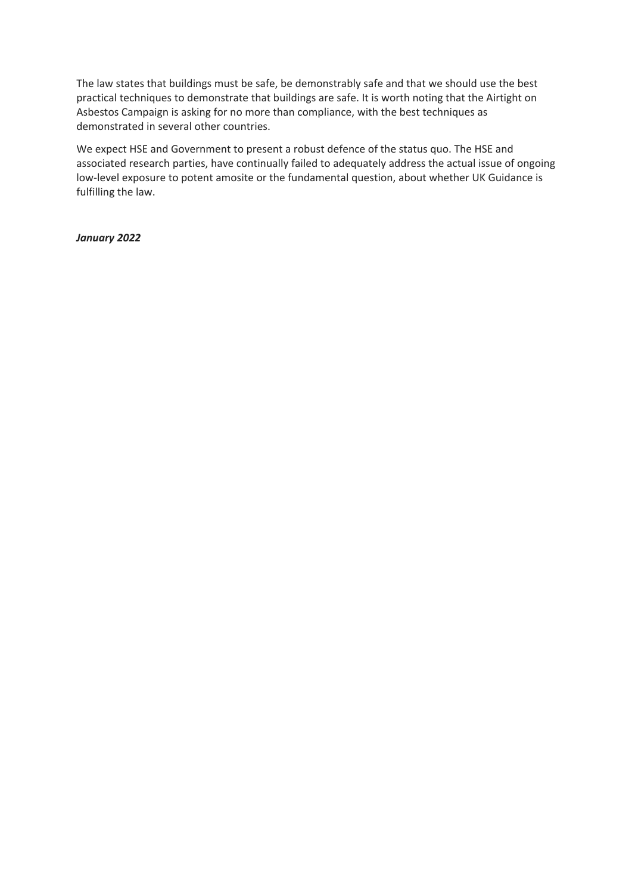The law states that buildings must be safe, be demonstrably safe and that we should use the best practical techniques to demonstrate that buildings are safe. It is worth noting that the Airtight on Asbestos Campaign is asking for no more than compliance, with the best techniques as demonstrated in several other countries.

We expect HSE and Government to present a robust defence of the status quo. The HSE and associated research parties, have continually failed to adequately address the actual issue of ongoing low-level exposure to potent amosite or the fundamental question, about whether UK Guidance is fulfilling the law.

***January 2022***